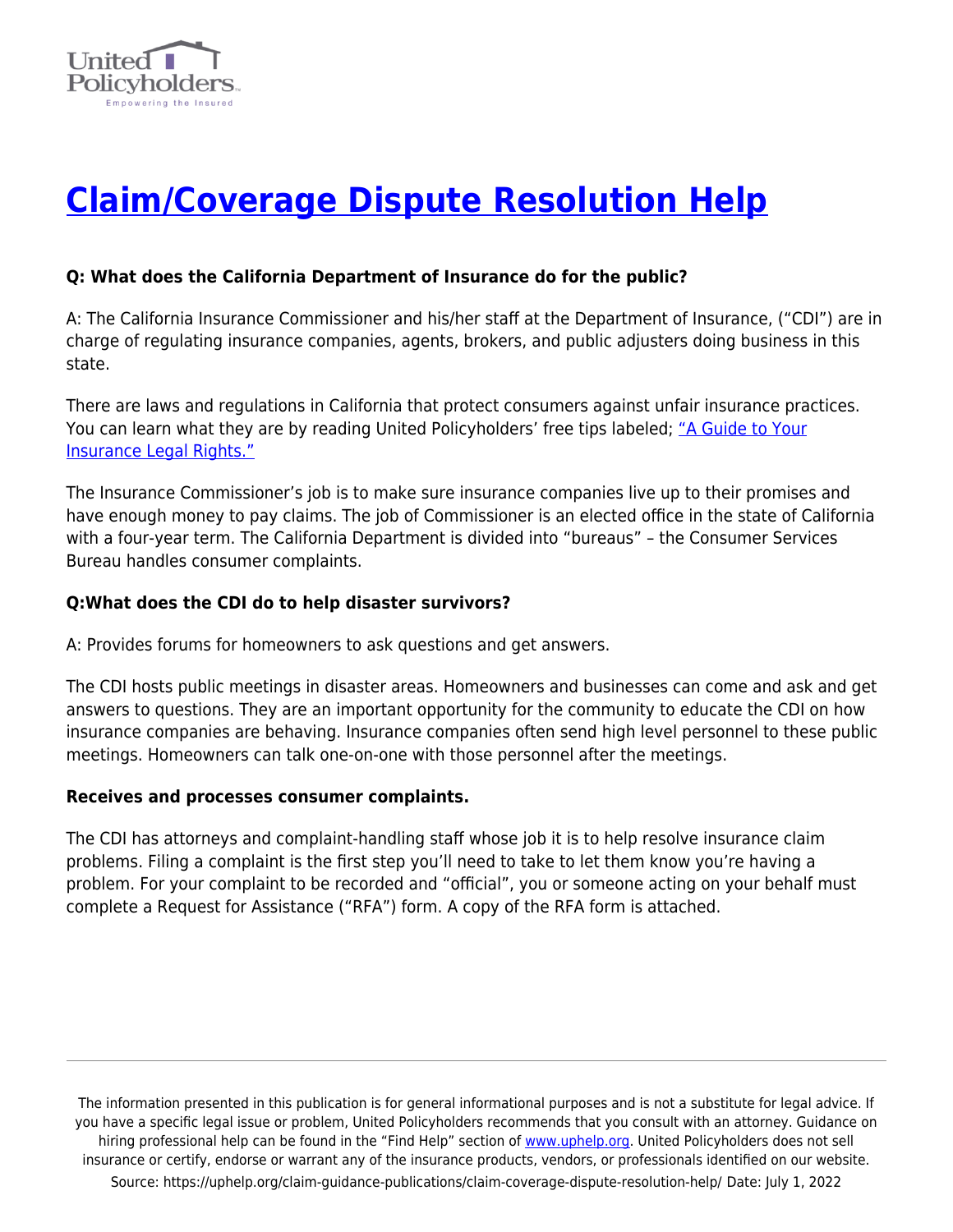# [Claim/Coverage Dispute Resolution Help](https://uphelp.org/claim-guidance-publications/claim-coverage-dispute-resolution-help/)

**Q: What does the California Department of Insurance do for the public?**

A: The California Insurance Commissioner and his/her staff at the Department of Insurance, ("CDI") are in charge of regulating insurance companies, agents, brokers, and public adjusters doing business in this state.

There are laws and regulations in California that protect consumers against unfair insurance practices. You can learn what they are by reading United Policyholders' free tips labeled; ["A Guide to Your Insurance Legal Rights."]()

The Insurance Commissioner's job is to make sure insurance companies live up to their promises and have enough money to pay claims. The job of Commissioner is an elected office in the state of California with a four-year term. The California Department is divided into "bureaus" – the Consumer Services Bureau handles consumer complaints.

**Q:What does the CDI do to help disaster survivors?**

A: Provides forums for homeowners to ask questions and get answers.

The CDI hosts public meetings in disaster areas. Homeowners and businesses can come and ask and get answers to questions. They are an important opportunity for the community to educate the CDI on how insurance companies are behaving. Insurance companies often send high level personnel to these public meetings. Homeowners can talk one-on-one with those personnel after the meetings.

**Receives and processes consumer complaints.**

The CDI has attorneys and complaint-handling staff whose job it is to help resolve insurance claim problems. Filing a complaint is the first step you'll need to take to let them know you're having a problem. For your complaint to be recorded and "official", you or someone acting on your behalf must complete a Request for Assistance ("RFA") form. A copy of the RFA form is attached.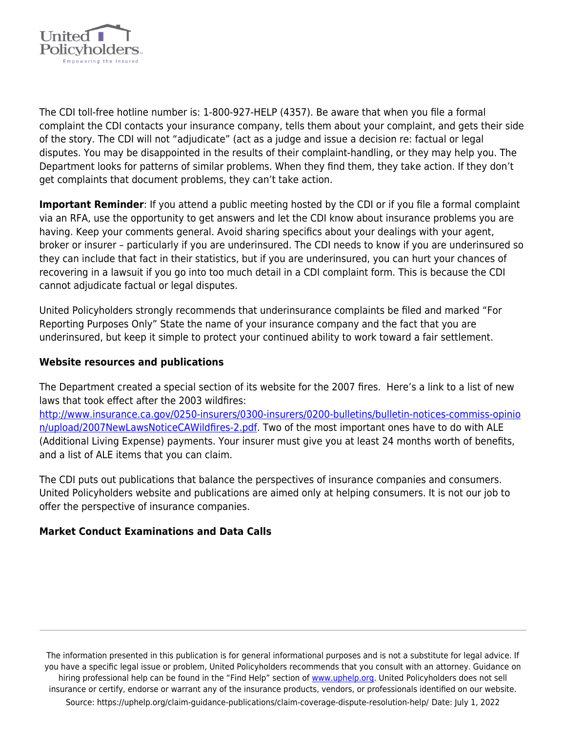The CDI toll-free hotline number is: 1-800-927-HELP (4357). Be aware that when you file a formal complaint the CDI contacts your insurance company, tells them about your complaint, and gets their side of the story. The CDI will not "adjudicate" (act as a judge and issue a decision re: factual or legal disputes. You may be disappointed in the results of their complaint-handling, or they may help you. The Department looks for patterns of similar problems. When they find them, they take action. If they don't get complaints that document problems, they can't take action.

**Important Reminder**: If you attend a public meeting hosted by the CDI or if you file a formal complaint via an RFA, use the opportunity to get answers and let the CDI know about insurance problems you are having. Keep your comments general. Avoid sharing specifics about your dealings with your agent, broker or insurer – particularly if you are underinsured. The CDI needs to know if you are underinsured so they can include that fact in their statistics, but if you are underinsured, you can hurt your chances of recovering in a lawsuit if you go into too much detail in a CDI complaint form. This is because the CDI cannot adjudicate factual or legal disputes.

United Policyholders strongly recommends that underinsurance complaints be filed and marked "For Reporting Purposes Only" State the name of your insurance company and the fact that you are underinsured, but keep it simple to protect your continued ability to work toward a fair settlement.

**Website resources and publications**

The Department created a special section of its website for the 2007 fires. Here's a link to a list of new laws that took effect after the 2003 wildfires: [http://www.insurance.ca.gov/0250-insurers/0300-insurers/0200-bulletins/bulletin-notices-commiss-opinion/upload/2007NewLawsNoticeCAWildfires-2.pdf](http://www.insurance.ca.gov/0250-insurers/0300-insurers/0200-bulletins/bulletin-notices-commiss-opinion/upload/2007NewLawsNoticeCAWildfires-2.pdf). Two of the most important ones have to do with ALE (Additional Living Expense) payments. Your insurer must give you at least 24 months worth of benefits, and a list of ALE items that you can claim.

The CDI puts out publications that balance the perspectives of insurance companies and consumers. United Policyholders website and publications are aimed only at helping consumers. It is not our job to offer the perspective of insurance companies.

**Market Conduct Examinations and Data Calls**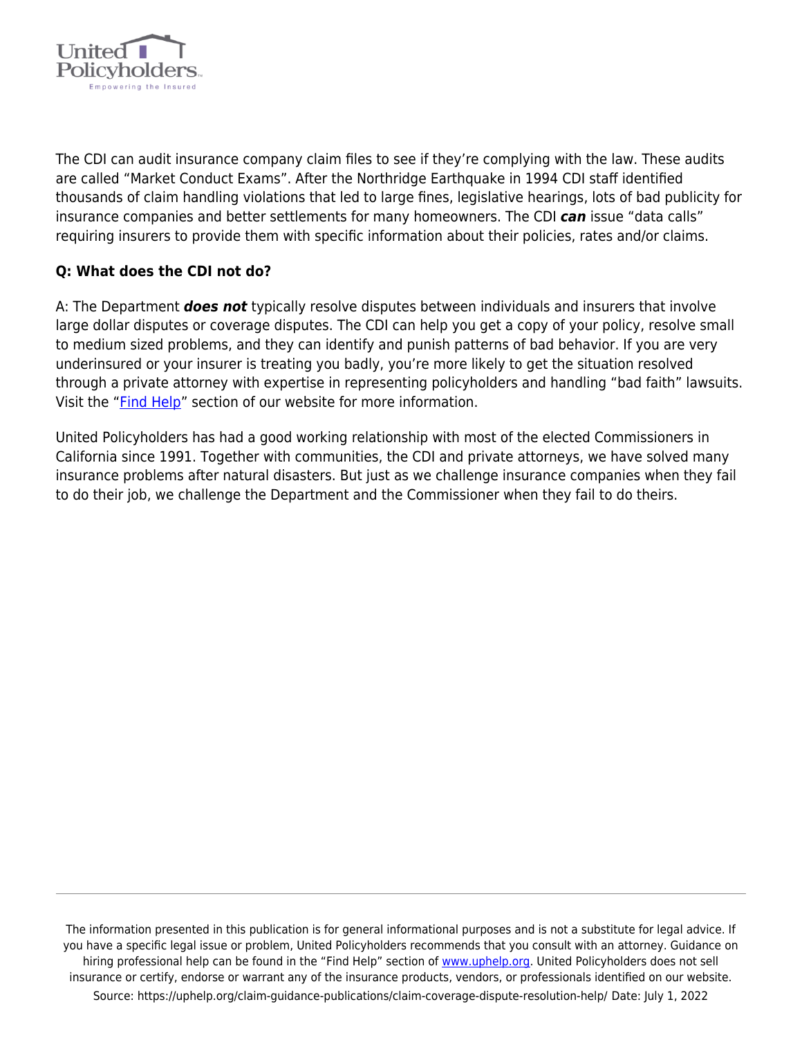The CDI can audit insurance company claim files to see if they're complying with the law. These audits are called "Market Conduct Exams". After the Northridge Earthquake in 1994 CDI staff identified thousands of claim handling violations that led to large fines, legislative hearings, lots of bad publicity for insurance companies and better settlements for many homeowners. The CDI ***can*** issue "data calls" requiring insurers to provide them with specific information about their policies, rates and/or claims.

**Q: What does the CDI not do?**

A: The Department ***does not*** typically resolve disputes between individuals and insurers that involve large dollar disputes or coverage disputes. The CDI can help you get a copy of your policy, resolve small to medium sized problems, and they can identify and punish patterns of bad behavior. If you are very underinsured or your insurer is treating you badly, you're more likely to get the situation resolved through a private attorney with expertise in representing policyholders and handling "bad faith" lawsuits. Visit the "Find Help" section of our website for more information.

United Policyholders has had a good working relationship with most of the elected Commissioners in California since 1991. Together with communities, the CDI and private attorneys, we have solved many insurance problems after natural disasters. But just as we challenge insurance companies when they fail to do their job, we challenge the Department and the Commissioner when they fail to do theirs.

The information presented in this publication is for general informational purposes and is not a substitute for legal advice. If you have a specific legal issue or problem, United Policyholders recommends that you consult with an attorney. Guidance on hiring professional help can be found in the "Find Help" section of www.uphelp.org. United Policyholders does not sell insurance or certify, endorse or warrant any of the insurance products, vendors, or professionals identified on our website.

Source: https://uphelp.org/claim-guidance-publications/claim-coverage-dispute-resolution-help/ Date: July 1, 2022